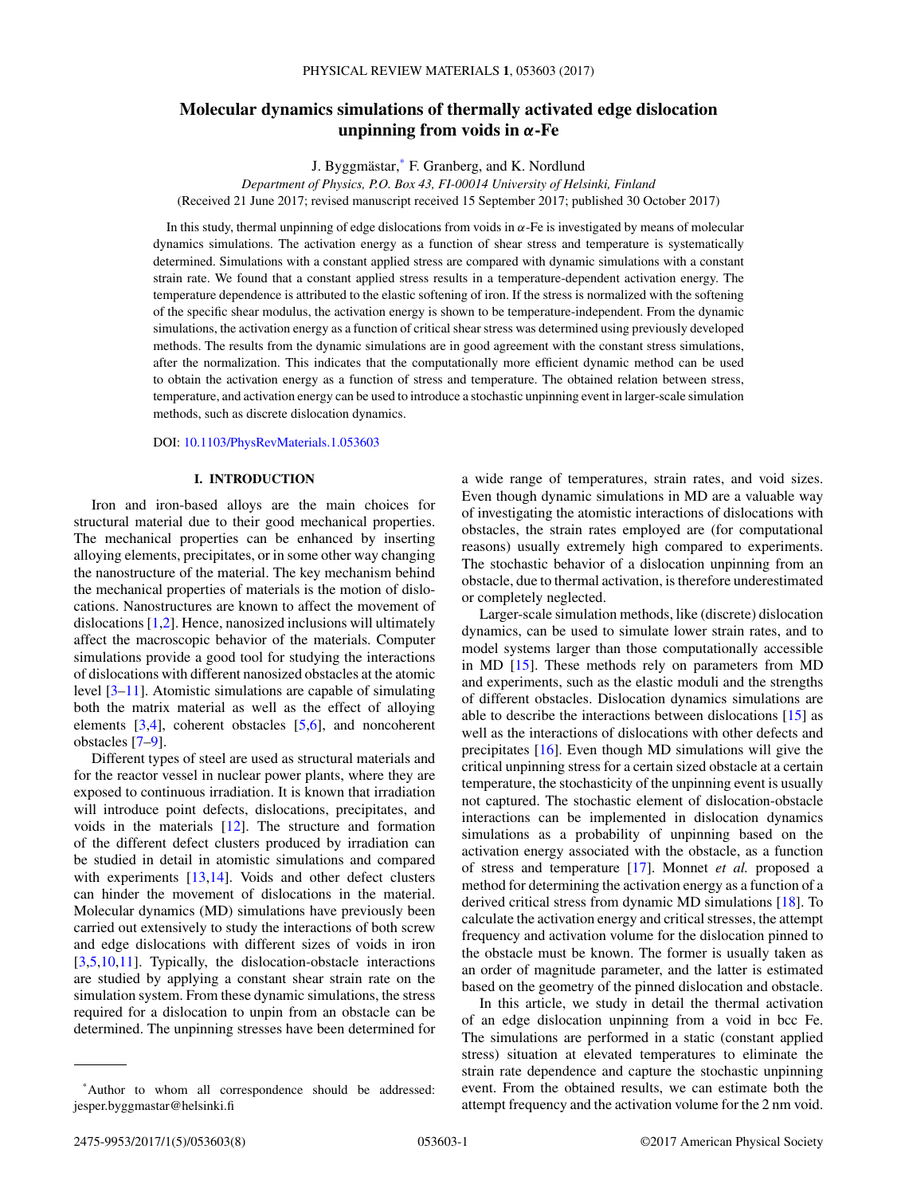# Molecular dynamics simulations of thermally activated edge dislocation unpinning from voids in $\alpha$-Fe

J. Byggmästar,* F. Granberg, and K. Nordlund

*Department of Physics, P.O. Box 43, FI-00014 University of Helsinki, Finland*

(Received 21 June 2017; revised manuscript received 15 September 2017; published 30 October 2017)

In this study, thermal unpinning of edge dislocations from voids in $\alpha$-Fe is investigated by means of molecular dynamics simulations. The activation energy as a function of shear stress and temperature is systematically determined. Simulations with a constant applied stress are compared with dynamic simulations with a constant strain rate. We found that a constant applied stress results in a temperature-dependent activation energy. The temperature dependence is attributed to the elastic softening of iron. If the stress is normalized with the softening of the specific shear modulus, the activation energy is shown to be temperature-independent. From the dynamic simulations, the activation energy as a function of critical shear stress was determined using previously developed methods. The results from the dynamic simulations are in good agreement with the constant stress simulations, after the normalization. This indicates that the computationally more efficient dynamic method can be used to obtain the activation energy as a function of stress and temperature. The obtained relation between stress, temperature, and activation energy can be used to introduce a stochastic unpinning event in larger-scale simulation methods, such as discrete dislocation dynamics.

DOI: 10.1103/PhysRevMaterials.1.053603

## I. INTRODUCTION

Iron and iron-based alloys are the main choices for structural material due to their good mechanical properties. The mechanical properties can be enhanced by inserting alloying elements, precipitates, or in some other way changing the nanostructure of the material. The key mechanism behind the mechanical properties of materials is the motion of dislocations. Nanostructures are known to affect the movement of dislocations [1,2]. Hence, nanosized inclusions will ultimately affect the macroscopic behavior of the materials. Computer simulations provide a good tool for studying the interactions of dislocations with different nanosized obstacles at the atomic level [3–11]. Atomistic simulations are capable of simulating both the matrix material as well as the effect of alloying elements [3,4], coherent obstacles [5,6], and noncoherent obstacles [7–9].

Different types of steel are used as structural materials and for the reactor vessel in nuclear power plants, where they are exposed to continuous irradiation. It is known that irradiation will introduce point defects, dislocations, precipitates, and voids in the materials [12]. The structure and formation of the different defect clusters produced by irradiation can be studied in detail in atomistic simulations and compared with experiments [13,14]. Voids and other defect clusters can hinder the movement of dislocations in the material. Molecular dynamics (MD) simulations have previously been carried out extensively to study the interactions of both screw and edge dislocations with different sizes of voids in iron [3,5,10,11]. Typically, the dislocation-obstacle interactions are studied by applying a constant shear strain rate on the simulation system. From these dynamic simulations, the stress required for a dislocation to unpin from an obstacle can be determined. The unpinning stresses have been determined for a wide range of temperatures, strain rates, and void sizes. Even though dynamic simulations in MD are a valuable way of investigating the atomistic interactions of dislocations with obstacles, the strain rates employed are (for computational reasons) usually extremely high compared to experiments. The stochastic behavior of a dislocation unpinning from an obstacle, due to thermal activation, is therefore underestimated or completely neglected.

Larger-scale simulation methods, like (discrete) dislocation dynamics, can be used to simulate lower strain rates, and to model systems larger than those computationally accessible in MD [15]. These methods rely on parameters from MD and experiments, such as the elastic moduli and the strengths of different obstacles. Dislocation dynamics simulations are able to describe the interactions between dislocations [15] as well as the interactions of dislocations with other defects and precipitates [16]. Even though MD simulations will give the critical unpinning stress for a certain sized obstacle at a certain temperature, the stochasticity of the unpinning event is usually not captured. The stochastic element of dislocation-obstacle interactions can be implemented in dislocation dynamics simulations as a probability of unpinning based on the activation energy associated with the obstacle, as a function of stress and temperature [17]. Monnet *et al.* proposed a method for determining the activation energy as a function of a derived critical stress from dynamic MD simulations [18]. To calculate the activation energy and critical stresses, the attempt frequency and activation volume for the dislocation pinned to the obstacle must be known. The former is usually taken as an order of magnitude parameter, and the latter is estimated based on the geometry of the pinned dislocation and obstacle.

In this article, we study in detail the thermal activation of an edge dislocation unpinning from a void in bcc Fe. The simulations are performed in a static (constant applied stress) situation at elevated temperatures to eliminate the strain rate dependence and capture the stochastic unpinning event. From the obtained results, we can estimate both the attempt frequency and the activation volume for the 2 nm void.

*Author to whom all correspondence should be addressed: jesper.byggmastar@helsinki.fi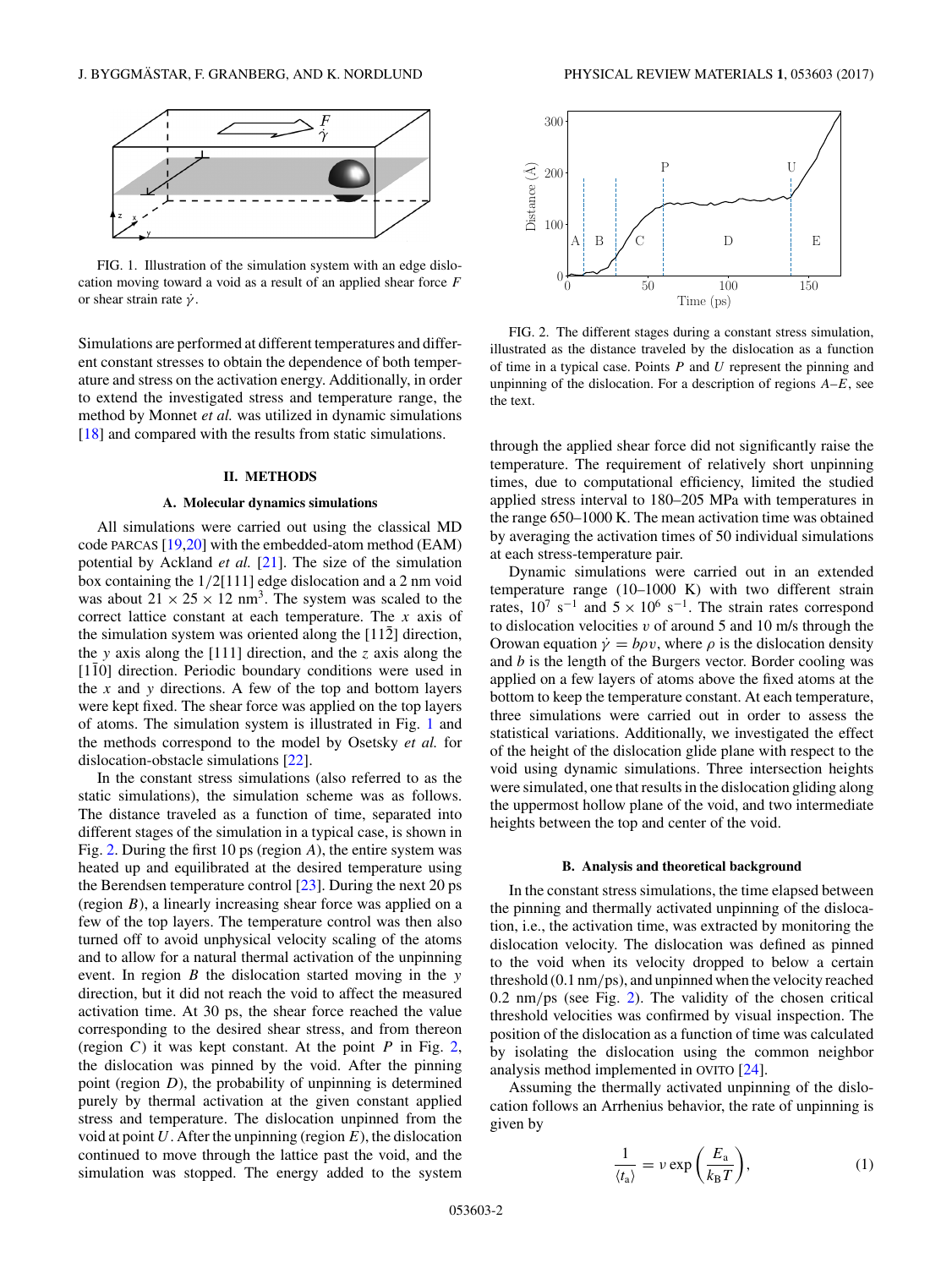FIG. 1. Illustration of the simulation system with an edge dislocation moving toward a void as a result of an applied shear force $F$ or shear strain rate $\dot{\gamma}$.

Simulations are performed at different temperatures and different constant stresses to obtain the dependence of both temperature and stress on the activation energy. Additionally, in order to extend the investigated stress and temperature range, the method by Monnet *et al.* was utilized in dynamic simulations [18] and compared with the results from static simulations.

## II. METHODS

### A. Molecular dynamics simulations

All simulations were carried out using the classical MD code PARCAS [19,20] with the embedded-atom method (EAM) potential by Ackland *et al.* [21]. The size of the simulation box containing the 1/2[111] edge dislocation and a 2 nm void was about $21 \times 25 \times 12$ nm$^3$. The system was scaled to the correct lattice constant at each temperature. The $x$ axis of the simulation system was oriented along the $[11\bar{2}]$ direction, the $y$ axis along the [111] direction, and the $z$ axis along the $[1\bar{1}0]$ direction. Periodic boundary conditions were used in the $x$ and $y$ directions. A few of the top and bottom layers were kept fixed. The shear force was applied on the top layers of atoms. The simulation system is illustrated in Fig. 1 and the methods correspond to the model by Osetsky *et al.* for dislocation-obstacle simulations [22].

In the constant stress simulations (also referred to as the static simulations), the simulation scheme was as follows. The distance traveled as a function of time, separated into different stages of the simulation in a typical case, is shown in Fig. 2. During the first 10 ps (region $A$), the entire system was heated up and equilibrated at the desired temperature using the Berendsen temperature control [23]. During the next 20 ps (region $B$), a linearly increasing shear force was applied on a few of the top layers. The temperature control was then also turned off to avoid unphysical velocity scaling of the atoms and to allow for a natural thermal activation of the unpinning event. In region $B$ the dislocation started moving in the $y$ direction, but it did not reach the void to affect the measured activation time. At 30 ps, the shear force reached the value corresponding to the desired shear stress, and from thereon (region $C$) it was kept constant. At the point $P$ in Fig. 2, the dislocation was pinned by the void. After the pinning point (region $D$), the probability of unpinning is determined purely by thermal activation at the given constant applied stress and temperature. The dislocation unpinned from the void at point $U$. After the unpinning (region $E$), the dislocation continued to move through the lattice past the void, and the simulation was stopped. The energy added to the system through the applied shear force did not significantly raise the temperature. The requirement of relatively short unpinning times, due to computational efficiency, limited the studied applied stress interval to 180–205 MPa with temperatures in the range 650–1000 K. The mean activation time was obtained by averaging the activation times of 50 individual simulations at each stress-temperature pair.

FIG. 2. The different stages during a constant stress simulation, illustrated as the distance traveled by the dislocation as a function of time in a typical case. Points $P$ and $U$ represent the pinning and unpinning of the dislocation. For a description of regions $A$–$E$, see the text.

Dynamic simulations were carried out in an extended temperature range (10–1000 K) with two different strain rates, $10^7$ s$^{-1}$ and $5 \times 10^6$ s$^{-1}$. The strain rates correspond to dislocation velocities $v$ of around 5 and 10 m/s through the Orowan equation $\dot{\gamma} = b\rho v$, where $\rho$ is the dislocation density and $b$ is the length of the Burgers vector. Border cooling was applied on a few layers of atoms above the fixed atoms at the bottom to keep the temperature constant. At each temperature, three simulations were carried out in order to assess the statistical variations. Additionally, we investigated the effect of the height of the dislocation glide plane with respect to the void using dynamic simulations. Three intersection heights were simulated, one that results in the dislocation gliding along the uppermost hollow plane of the void, and two intermediate heights between the top and center of the void.

### B. Analysis and theoretical background

In the constant stress simulations, the time elapsed between the pinning and thermally activated unpinning of the dislocation, i.e., the activation time, was extracted by monitoring the dislocation velocity. The dislocation was defined as pinned to the void when its velocity dropped to below a certain threshold (0.1 nm/ps), and unpinned when the velocity reached 0.2 nm/ps (see Fig. 2). The validity of the chosen critical threshold velocities was confirmed by visual inspection. The position of the dislocation as a function of time was calculated by isolating the dislocation using the common neighbor analysis method implemented in OVITO [24].

Assuming the thermally activated unpinning of the dislocation follows an Arrhenius behavior, the rate of unpinning is given by

$$\frac{1}{\langle t_a \rangle} = \nu \exp\left(\frac{E_a}{k_B T}\right), \tag{1}$$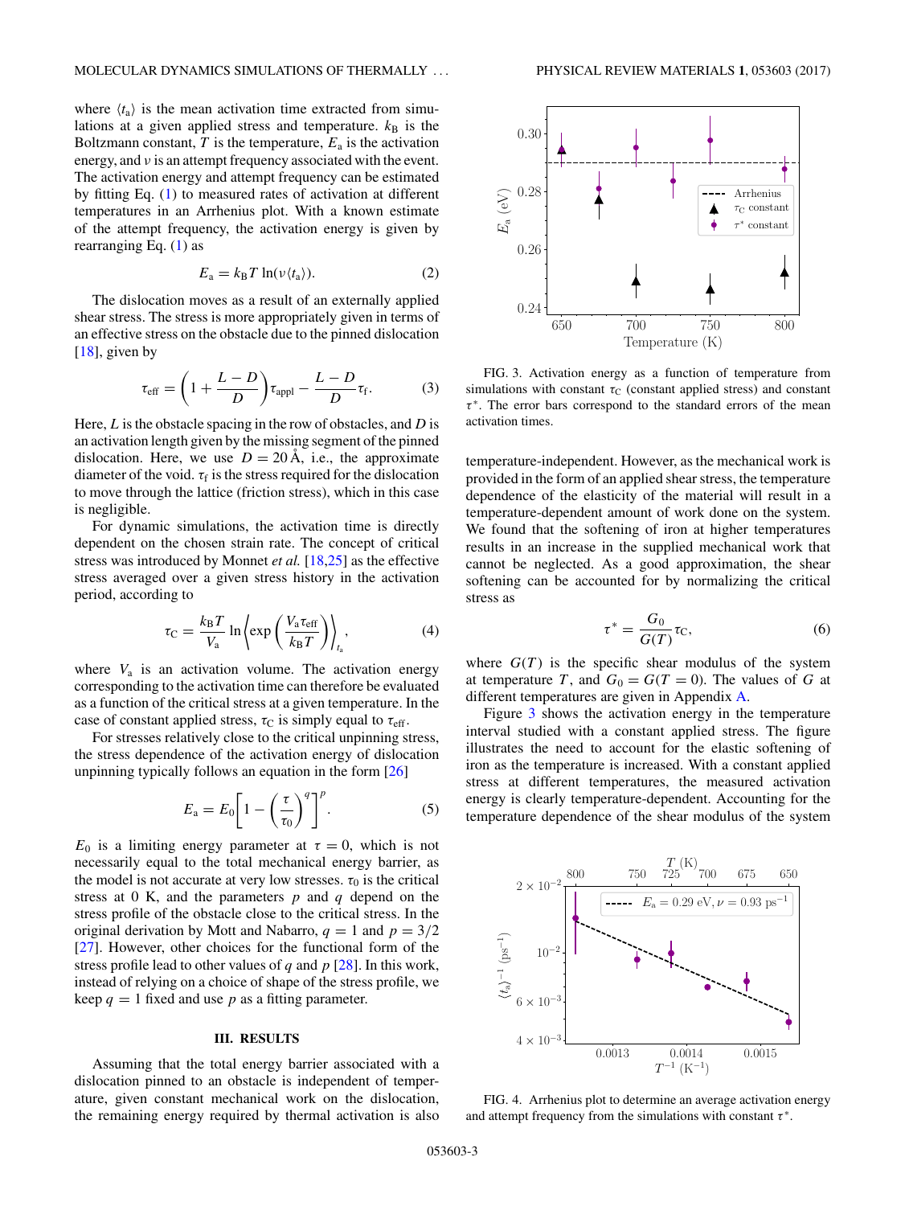where $\langle t_a \rangle$ is the mean activation time extracted from simulations at a given applied stress and temperature. $k_B$ is the Boltzmann constant, $T$ is the temperature, $E_a$ is the activation energy, and $\nu$ is an attempt frequency associated with the event. The activation energy and attempt frequency can be estimated by fitting Eq. (1) to measured rates of activation at different temperatures in an Arrhenius plot. With a known estimate of the attempt frequency, the activation energy is given by rearranging Eq. (1) as

$$E_a = k_B T \ln(\nu \langle t_a \rangle). \tag{2}$$

The dislocation moves as a result of an externally applied shear stress. The stress is more appropriately given in terms of an effective stress on the obstacle due to the pinned dislocation [18], given by

$$\tau_{\text{eff}} = \left(1 + \frac{L - D}{D}\right)\tau_{\text{appl}} - \frac{L - D}{D}\tau_f. \tag{3}$$

Here, $L$ is the obstacle spacing in the row of obstacles, and $D$ is an activation length given by the missing segment of the pinned dislocation. Here, we use $D = 20$ Å, i.e., the approximate diameter of the void. $\tau_f$ is the stress required for the dislocation to move through the lattice (friction stress), which in this case is negligible.

For dynamic simulations, the activation time is directly dependent on the chosen strain rate. The concept of critical stress was introduced by Monnet *et al.* [18,25] as the effective stress averaged over a given stress history in the activation period, according to

$$\tau_C = \frac{k_B T}{V_a} \ln \left\langle \exp\left(\frac{V_a \tau_{\text{eff}}}{k_B T}\right)\right\rangle_{t_a}, \tag{4}$$

where $V_a$ is an activation volume. The activation energy corresponding to the activation time can therefore be evaluated as a function of the critical stress at a given temperature. In the case of constant applied stress, $\tau_C$ is simply equal to $\tau_{\text{eff}}$.

For stresses relatively close to the critical unpinning stress, the stress dependence of the activation energy of dislocation unpinning typically follows an equation in the form [26]

$$E_a = E_0\left[1 - \left(\frac{\tau}{\tau_0}\right)^q\right]^p. \tag{5}$$

$E_0$ is a limiting energy parameter at $\tau = 0$, which is not necessarily equal to the total mechanical energy barrier, as the model is not accurate at very low stresses. $\tau_0$ is the critical stress at 0 K, and the parameters $p$ and $q$ depend on the stress profile of the obstacle close to the critical stress. In the original derivation by Mott and Nabarro, $q = 1$ and $p = 3/2$ [27]. However, other choices for the functional form of the stress profile lead to other values of $q$ and $p$ [28]. In this work, instead of relying on a choice of shape of the stress profile, we keep $q = 1$ fixed and use $p$ as a fitting parameter.

## III. RESULTS

Assuming that the total energy barrier associated with a dislocation pinned to an obstacle is independent of temperature, given constant mechanical work on the dislocation, the remaining energy required by thermal activation is also temperature-independent. However, as the mechanical work is provided in the form of an applied shear stress, the temperature dependence of the elasticity of the material will result in a temperature-dependent amount of work done on the system. We found that the softening of iron at higher temperatures results in an increase in the supplied mechanical work that cannot be neglected. As a good approximation, the shear softening can be accounted for by normalizing the critical stress as

$$\tau^* = \frac{G_0}{G(T)}\tau_C, \tag{6}$$

where $G(T)$ is the specific shear modulus of the system at temperature $T$, and $G_0 = G(T = 0)$. The values of $G$ at different temperatures are given in Appendix A.

Figure 3 shows the activation energy in the temperature interval studied with a constant applied stress. The figure illustrates the need to account for the elastic softening of iron as the temperature is increased. With a constant applied stress at different temperatures, the measured activation energy is clearly temperature-dependent. Accounting for the temperature dependence of the shear modulus of the system

FIG. 3. Activation energy as a function of temperature from simulations with constant $\tau_C$ (constant applied stress) and constant $\tau^*$. The error bars correspond to the standard errors of the mean activation times.

FIG. 4. Arrhenius plot to determine an average activation energy and attempt frequency from the simulations with constant $\tau^*$.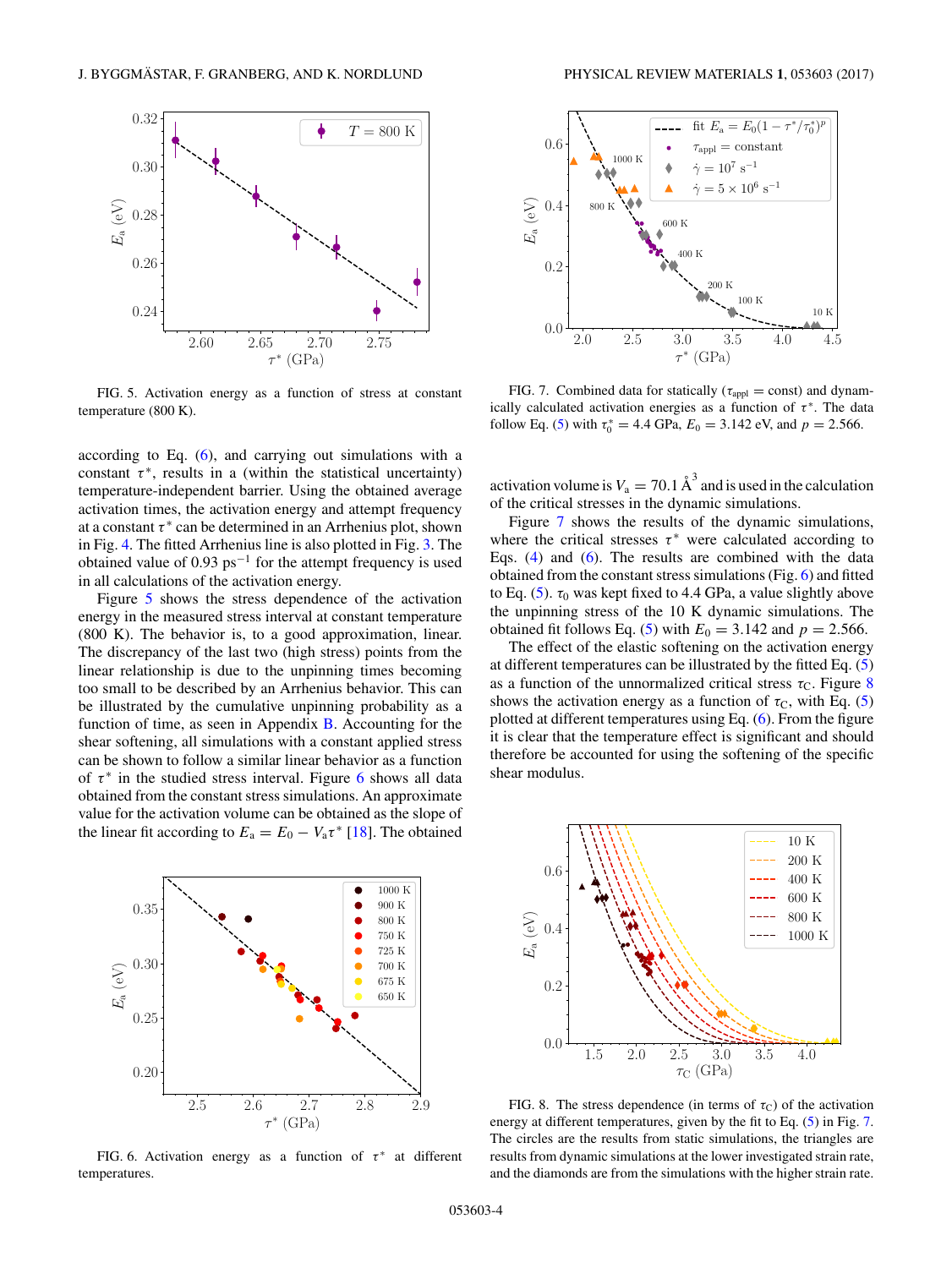FIG. 5. Activation energy as a function of stress at constant temperature (800 K).

according to Eq. (6), and carrying out simulations with a constant $\tau^*$, results in a (within the statistical uncertainty) temperature-independent barrier. Using the obtained average activation times, the activation energy and attempt frequency at a constant $\tau^*$ can be determined in an Arrhenius plot, shown in Fig. 4. The fitted Arrhenius line is also plotted in Fig. 3. The obtained value of 0.93 $\text{ps}^{-1}$ for the attempt frequency is used in all calculations of the activation energy.

Figure 5 shows the stress dependence of the activation energy in the measured stress interval at constant temperature (800 K). The behavior is, to a good approximation, linear. The discrepancy of the last two (high stress) points from the linear relationship is due to the unpinning times becoming too small to be described by an Arrhenius behavior. This can be illustrated by the cumulative unpinning probability as a function of time, as seen in Appendix B. Accounting for the shear softening, all simulations with a constant applied stress can be shown to follow a similar linear behavior as a function of $\tau^*$ in the studied stress interval. Figure 6 shows all data obtained from the constant stress simulations. An approximate value for the activation volume can be obtained as the slope of the linear fit according to $E_a = E_0 - V_a\tau^*$ [18]. The obtained

FIG. 6. Activation energy as a function of $\tau^*$ at different temperatures.

FIG. 7. Combined data for statically ($\tau_{\text{appl}} = \text{const}$) and dynamically calculated activation energies as a function of $\tau^*$. The data follow Eq. (5) with $\tau_0^* = 4.4$ GPa, $E_0 = 3.142$ eV, and $p = 2.566$.

activation volume is $V_a = 70.1\ \text{Å}^3$ and is used in the calculation of the critical stresses in the dynamic simulations.

Figure 7 shows the results of the dynamic simulations, where the critical stresses $\tau^*$ were calculated according to Eqs. (4) and (6). The results are combined with the data obtained from the constant stress simulations (Fig. 6) and fitted to Eq. (5). $\tau_0$ was kept fixed to 4.4 GPa, a value slightly above the unpinning stress of the 10 K dynamic simulations. The obtained fit follows Eq. (5) with $E_0 = 3.142$ and $p = 2.566$.

The effect of the elastic softening on the activation energy at different temperatures can be illustrated by the fitted Eq. (5) as a function of the unnormalized critical stress $\tau_C$. Figure 8 shows the activation energy as a function of $\tau_C$, with Eq. (5) plotted at different temperatures using Eq. (6). From the figure it is clear that the temperature effect is significant and should therefore be accounted for using the softening of the specific shear modulus.

FIG. 8. The stress dependence (in terms of $\tau_C$) of the activation energy at different temperatures, given by the fit to Eq. (5) in Fig. 7. The circles are the results from static simulations, the triangles are results from dynamic simulations at the lower investigated strain rate, and the diamonds are from the simulations with the higher strain rate.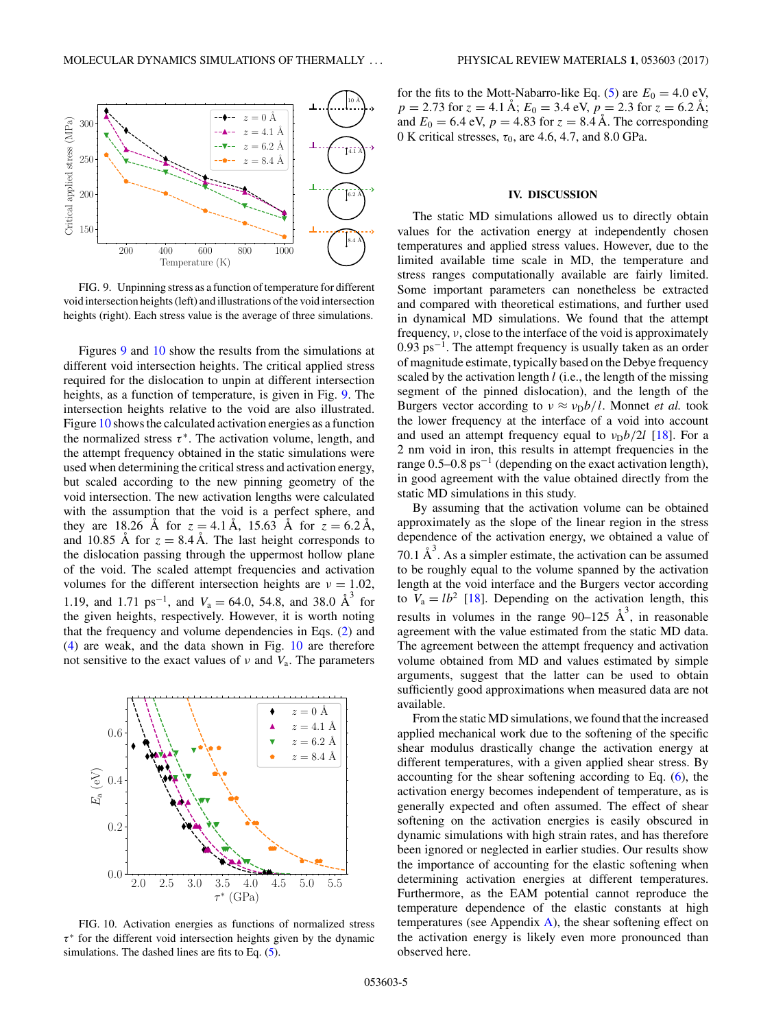FIG. 9. Unpinning stress as a function of temperature for different void intersection heights (left) and illustrations of the void intersection heights (right). Each stress value is the average of three simulations.

Figures 9 and 10 show the results from the simulations at different void intersection heights. The critical applied stress required for the dislocation to unpin at different intersection heights, as a function of temperature, is given in Fig. 9. The intersection heights relative to the void are also illustrated. Figure 10 shows the calculated activation energies as a function the normalized stress $\tau^*$. The activation volume, length, and the attempt frequency obtained in the static simulations were used when determining the critical stress and activation energy, but scaled according to the new pinning geometry of the void intersection. The new activation lengths were calculated with the assumption that the void is a perfect sphere, and they are 18.26 Å for $z = 4.1$ Å, 15.63 Å for $z = 6.2$ Å, and 10.85 Å for $z = 8.4$ Å. The last height corresponds to the dislocation passing through the uppermost hollow plane of the void. The scaled attempt frequencies and activation volumes for the different intersection heights are $\nu = 1.02$, 1.19, and 1.71 $\text{ps}^{-1}$, and $V_a = 64.0$, 54.8, and 38.0 $\text{Å}^3$ for the given heights, respectively. However, it is worth noting that the frequency and volume dependencies in Eqs. (2) and (4) are weak, and the data shown in Fig. 10 are therefore not sensitive to the exact values of $\nu$ and $V_a$. The parameters for the fits to the Mott-Nabarro-like Eq. (5) are $E_0 = 4.0$ eV, $p = 2.73$ for $z = 4.1$ Å; $E_0 = 3.4$ eV, $p = 2.3$ for $z = 6.2$ Å; and $E_0 = 6.4$ eV, $p = 4.83$ for $z = 8.4$ Å. The corresponding 0 K critical stresses, $\tau_0$, are 4.6, 4.7, and 8.0 GPa.

FIG. 10. Activation energies as functions of normalized stress $\tau^*$ for the different void intersection heights given by the dynamic simulations. The dashed lines are fits to Eq. (5).

## IV. DISCUSSION

The static MD simulations allowed us to directly obtain values for the activation energy at independently chosen temperatures and applied stress values. However, due to the limited available time scale in MD, the temperature and stress ranges computationally available are fairly limited. Some important parameters can nonetheless be extracted and compared with theoretical estimations, and further used in dynamical MD simulations. We found that the attempt frequency, $\nu$, close to the interface of the void is approximately 0.93 $\text{ps}^{-1}$. The attempt frequency is usually taken as an order of magnitude estimate, typically based on the Debye frequency scaled by the activation length $l$ (i.e., the length of the missing segment of the pinned dislocation), and the length of the Burgers vector according to $\nu \approx \nu_D b/l$. Monnet *et al.* took the lower frequency at the interface of a void into account and used an attempt frequency equal to $\nu_D b/2l$ [18]. For a 2 nm void in iron, this results in attempt frequencies in the range 0.5–0.8 $\text{ps}^{-1}$ (depending on the exact activation length), in good agreement with the value obtained directly from the static MD simulations in this study.

By assuming that the activation volume can be obtained approximately as the slope of the linear region in the stress dependence of the activation energy, we obtained a value of 70.1 $\text{Å}^3$. As a simpler estimate, the activation can be assumed to be roughly equal to the volume spanned by the activation length at the void interface and the Burgers vector according to $V_a = lb^2$ [18]. Depending on the activation length, this results in volumes in the range 90–125 $\text{Å}^3$, in reasonable agreement with the value estimated from the static MD data. The agreement between the attempt frequency and activation volume obtained from MD and values estimated by simple arguments, suggest that the latter can be used to obtain sufficiently good approximations when measured data are not available.

From the static MD simulations, we found that the increased applied mechanical work due to the softening of the specific shear modulus drastically change the activation energy at different temperatures, with a given applied shear stress. By accounting for the shear softening according to Eq. (6), the activation energy becomes independent of temperature, as is generally expected and often assumed. The effect of shear softening on the activation energies is easily obscured in dynamic simulations with high strain rates, and has therefore been ignored or neglected in earlier studies. Our results show the importance of accounting for the elastic softening when determining activation energies at different temperatures. Furthermore, as the EAM potential cannot reproduce the temperature dependence of the elastic constants at high temperatures (see Appendix A), the shear softening effect on the activation energy is likely even more pronounced than observed here.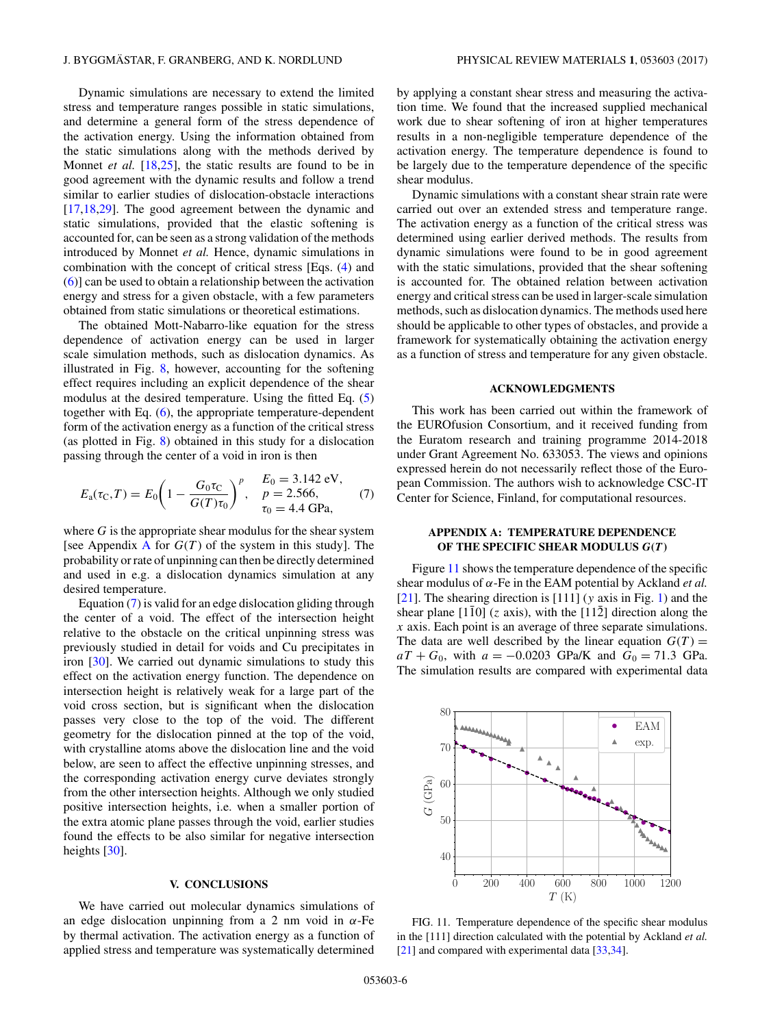Dynamic simulations are necessary to extend the limited stress and temperature ranges possible in static simulations, and determine a general form of the stress dependence of the activation energy. Using the information obtained from the static simulations along with the methods derived by Monnet *et al.* [18,25], the static results are found to be in good agreement with the dynamic results and follow a trend similar to earlier studies of dislocation-obstacle interactions [17,18,29]. The good agreement between the dynamic and static simulations, provided that the elastic softening is accounted for, can be seen as a strong validation of the methods introduced by Monnet *et al.* Hence, dynamic simulations in combination with the concept of critical stress [Eqs. (4) and (6)] can be used to obtain a relationship between the activation energy and stress for a given obstacle, with a few parameters obtained from static simulations or theoretical estimations.

The obtained Mott-Nabarro-like equation for the stress dependence of activation energy can be used in larger scale simulation methods, such as dislocation dynamics. As illustrated in Fig. 8, however, accounting for the softening effect requires including an explicit dependence of the shear modulus at the desired temperature. Using the fitted Eq. (5) together with Eq. (6), the appropriate temperature-dependent form of the activation energy as a function of the critical stress (as plotted in Fig. 8) obtained in this study for a dislocation passing through the center of a void in iron is then

$$E_a(\tau_C, T) = E_0\left(1 - \frac{G_0\tau_C}{G(T)\tau_0}\right)^p, \quad \begin{aligned} E_0 &= 3.142 \text{ eV}, \\ p &= 2.566, \\ \tau_0 &= 4.4 \text{ GPa}, \end{aligned} \tag{7}$$

where $G$ is the appropriate shear modulus for the shear system [see Appendix A for $G(T)$ of the system in this study]. The probability or rate of unpinning can then be directly determined and used in e.g. a dislocation dynamics simulation at any desired temperature.

Equation (7) is valid for an edge dislocation gliding through the center of a void. The effect of the intersection height relative to the obstacle on the critical unpinning stress was previously studied in detail for voids and Cu precipitates in iron [30]. We carried out dynamic simulations to study this effect on the activation energy function. The dependence on intersection height is relatively weak for a large part of the void cross section, but is significant when the dislocation passes very close to the top of the void. The different geometry for the dislocation pinned at the top of the void, with crystalline atoms above the dislocation line and the void below, are seen to affect the effective unpinning stresses, and the corresponding activation energy curve deviates strongly from the other intersection heights. Although we only studied positive intersection heights, i.e. when a smaller portion of the extra atomic plane passes through the void, earlier studies found the effects to be also similar for negative intersection heights [30].

## V. CONCLUSIONS

We have carried out molecular dynamics simulations of an edge dislocation unpinning from a 2 nm void in $\alpha$-Fe by thermal activation. The activation energy as a function of applied stress and temperature was systematically determined by applying a constant shear stress and measuring the activation time. We found that the increased supplied mechanical work due to shear softening of iron at higher temperatures results in a non-negligible temperature dependence of the activation energy. The temperature dependence is found to be largely due to the temperature dependence of the specific shear modulus.

Dynamic simulations with a constant shear strain rate were carried out over an extended stress and temperature range. The activation energy as a function of the critical stress was determined using earlier derived methods. The results from dynamic simulations were found to be in good agreement with the static simulations, provided that the shear softening is accounted for. The obtained relation between activation energy and critical stress can be used in larger-scale simulation methods, such as dislocation dynamics. The methods used here should be applicable to other types of obstacles, and provide a framework for systematically obtaining the activation energy as a function of stress and temperature for any given obstacle.

## ACKNOWLEDGMENTS

This work has been carried out within the framework of the EUROfusion Consortium, and it received funding from the Euratom research and training programme 2014-2018 under Grant Agreement No. 633053. The views and opinions expressed herein do not necessarily reflect those of the European Commission. The authors wish to acknowledge CSC-IT Center for Science, Finland, for computational resources.

## APPENDIX A: TEMPERATURE DEPENDENCE OF THE SPECIFIC SHEAR MODULUS $G(T)$

Figure 11 shows the temperature dependence of the specific shear modulus of $\alpha$-Fe in the EAM potential by Ackland *et al.* [21]. The shearing direction is [111] ($y$ axis in Fig. 1) and the shear plane $[1\bar{1}0]$ ($z$ axis), with the $[11\bar{2}]$ direction along the $x$ axis. Each point is an average of three separate simulations. The data are well described by the linear equation $G(T) = aT + G_0$, with $a = -0.0203$ GPa/K and $G_0 = 71.3$ GPa. The simulation results are compared with experimental data

FIG. 11. Temperature dependence of the specific shear modulus in the [111] direction calculated with the potential by Ackland *et al.* [21] and compared with experimental data [33,34].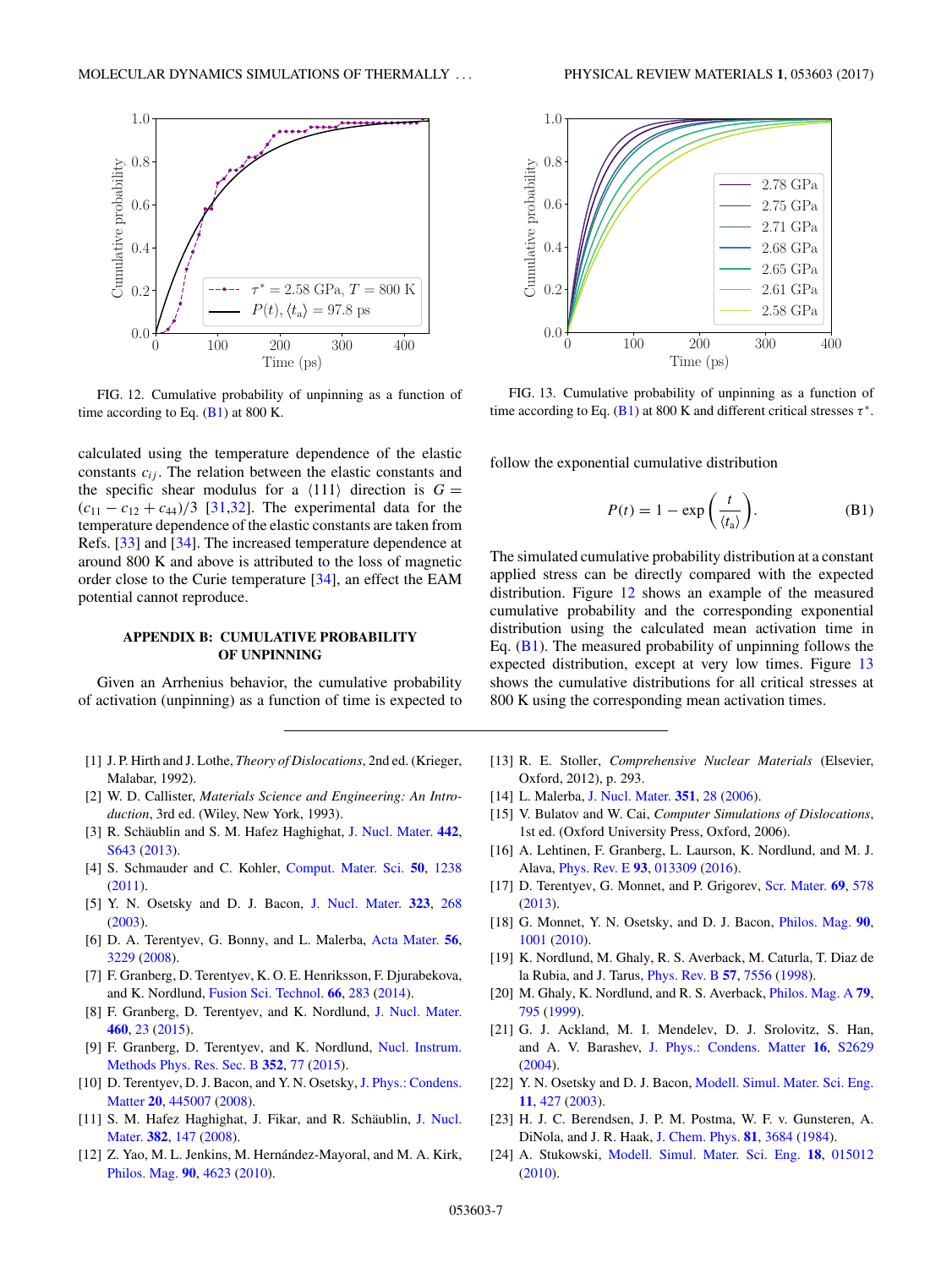FIG. 12. Cumulative probability of unpinning as a function of time according to Eq. (B1) at 800 K.

FIG. 13. Cumulative probability of unpinning as a function of time according to Eq. (B1) at 800 K and different critical stresses $\tau^*$.

calculated using the temperature dependence of the elastic constants $c_{ij}$. The relation between the elastic constants and the specific shear modulus for a $\langle 111 \rangle$ direction is $G = (c_{11} - c_{12} + c_{44})/3$ [31,32]. The experimental data for the temperature dependence of the elastic constants are taken from Refs. [33] and [34]. The increased temperature dependence at around 800 K and above is attributed to the loss of magnetic order close to the Curie temperature [34], an effect the EAM potential cannot reproduce.

## APPENDIX B: CUMULATIVE PROBABILITY OF UNPINNING

Given an Arrhenius behavior, the cumulative probability of activation (unpinning) as a function of time is expected to follow the exponential cumulative distribution

$$P(t) = 1 - \exp\left(\frac{t}{\langle t_a \rangle}\right). \tag{B1}$$

The simulated cumulative probability distribution at a constant applied stress can be directly compared with the expected distribution. Figure 12 shows an example of the measured cumulative probability and the corresponding exponential distribution using the calculated mean activation time in Eq. (B1). The measured probability of unpinning follows the expected distribution, except at very low times. Figure 13 shows the cumulative distributions for all critical stresses at 800 K using the corresponding mean activation times.

---

[1] J. P. Hirth and J. Lothe, *Theory of Dislocations*, 2nd ed. (Krieger, Malabar, 1992).

[2] W. D. Callister, *Materials Science and Engineering: An Introduction*, 3rd ed. (Wiley, New York, 1993).

[3] R. Schäublin and S. M. Hafez Haghighat, J. Nucl. Mater. **442**, S643 (2013).

[4] S. Schmauder and C. Kohler, Comput. Mater. Sci. **50**, 1238 (2011).

[5] Y. N. Osetsky and D. J. Bacon, J. Nucl. Mater. **323**, 268 (2003).

[6] D. A. Terentyev, G. Bonny, and L. Malerba, Acta Mater. **56**, 3229 (2008).

[7] F. Granberg, D. Terentyev, K. O. E. Henriksson, F. Djurabekova, and K. Nordlund, Fusion Sci. Technol. **66**, 283 (2014).

[8] F. Granberg, D. Terentyev, and K. Nordlund, J. Nucl. Mater. **460**, 23 (2015).

[9] F. Granberg, D. Terentyev, and K. Nordlund, Nucl. Instrum. Methods Phys. Res. Sec. B **352**, 77 (2015).

[10] D. Terentyev, D. J. Bacon, and Y. N. Osetsky, J. Phys.: Condens. Matter **20**, 445007 (2008).

[11] S. M. Hafez Haghighat, J. Fikar, and R. Schäublin, J. Nucl. Mater. **382**, 147 (2008).

[12] Z. Yao, M. L. Jenkins, M. Hernández-Mayoral, and M. A. Kirk, Philos. Mag. **90**, 4623 (2010).

[13] R. E. Stoller, *Comprehensive Nuclear Materials* (Elsevier, Oxford, 2012), p. 293.

[14] L. Malerba, J. Nucl. Mater. **351**, 28 (2006).

[15] V. Bulatov and W. Cai, *Computer Simulations of Dislocations*, 1st ed. (Oxford University Press, Oxford, 2006).

[16] A. Lehtinen, F. Granberg, L. Laurson, K. Nordlund, and M. J. Alava, Phys. Rev. E **93**, 013309 (2016).

[17] D. Terentyev, G. Monnet, and P. Grigorev, Scr. Mater. **69**, 578 (2013).

[18] G. Monnet, Y. N. Osetsky, and D. J. Bacon, Philos. Mag. **90**, 1001 (2010).

[19] K. Nordlund, M. Ghaly, R. S. Averback, M. Caturla, T. Diaz de la Rubia, and J. Tarus, Phys. Rev. B **57**, 7556 (1998).

[20] M. Ghaly, K. Nordlund, and R. S. Averback, Philos. Mag. A **79**, 795 (1999).

[21] G. J. Ackland, M. I. Mendelev, D. J. Srolovitz, S. Han, and A. V. Barashev, J. Phys.: Condens. Matter **16**, S2629 (2004).

[22] Y. N. Osetsky and D. J. Bacon, Modell. Simul. Mater. Sci. Eng. **11**, 427 (2003).

[23] H. J. C. Berendsen, J. P. M. Postma, W. F. v. Gunsteren, A. DiNola, and J. R. Haak, J. Chem. Phys. **81**, 3684 (1984).

[24] A. Stukowski, Modell. Simul. Mater. Sci. Eng. **18**, 015012 (2010).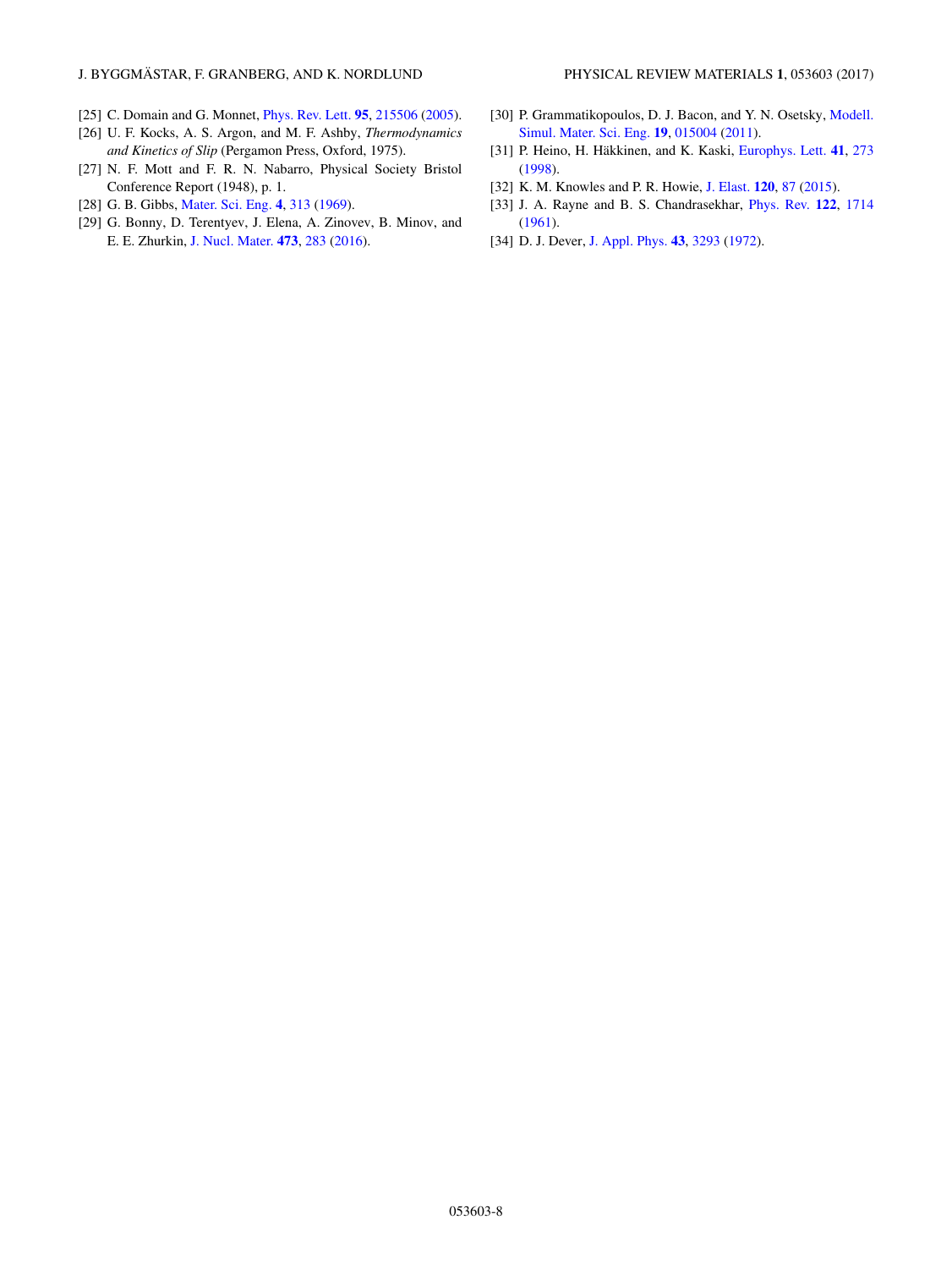[25] C. Domain and G. Monnet, Phys. Rev. Lett. **95**, 215506 (2005).

[26] U. F. Kocks, A. S. Argon, and M. F. Ashby, *Thermodynamics and Kinetics of Slip* (Pergamon Press, Oxford, 1975).

[27] N. F. Mott and F. R. N. Nabarro, Physical Society Bristol Conference Report (1948), p. 1.

[28] G. B. Gibbs, Mater. Sci. Eng. **4**, 313 (1969).

[29] G. Bonny, D. Terentyev, J. Elena, A. Zinovev, B. Minov, and E. E. Zhurkin, J. Nucl. Mater. **473**, 283 (2016).

[30] P. Grammatikopoulos, D. J. Bacon, and Y. N. Osetsky, Modell. Simul. Mater. Sci. Eng. **19**, 015004 (2011).

[31] P. Heino, H. Häkkinen, and K. Kaski, Europhys. Lett. **41**, 273 (1998).

[32] K. M. Knowles and P. R. Howie, J. Elast. **120**, 87 (2015).

[33] J. A. Rayne and B. S. Chandrasekhar, Phys. Rev. **122**, 1714 (1961).

[34] D. J. Dever, J. Appl. Phys. **43**, 3293 (1972).